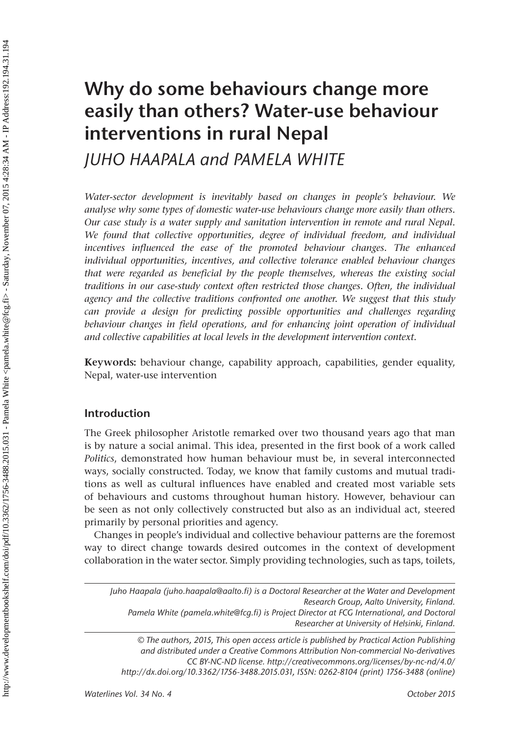# Why do some behaviours change more easily than others? Water-use behaviour interventions in rural Nepal

*JUHO HAAPALA and PAMELA WHITE*

*Water-sector development is inevitably based on changes in people's behaviour. We analyse why some types of domestic water-use behaviours change more easily than others. Our case study is a water supply and sanitation intervention in remote and rural Nepal. We found that collective opportunities, degree of individual freedom, and individual incentives influenced the ease of the promoted behaviour changes. The enhanced individual opportunities, incentives, and collective tolerance enabled behaviour changes that were regarded as beneficial by the people themselves, whereas the existing social traditions in our case-study context often restricted those changes. Often, the individual agency and the collective traditions confronted one another. We suggest that this study can provide a design for predicting possible opportunities and challenges regarding behaviour changes in field operations, and for enhancing joint operation of individual and collective capabilities at local levels in the development intervention context.*

**Keywords:** behaviour change, capability approach, capabilities, gender equality, Nepal, water-use intervention

## Introduction

The Greek philosopher Aristotle remarked over two thousand years ago that man is by nature a social animal. This idea, presented in the first book of a work called *Politics*, demonstrated how human behaviour must be, in several interconnected ways, socially constructed. Today, we know that family customs and mutual traditions as well as cultural influences have enabled and created most variable sets of behaviours and customs throughout human history. However, behaviour can be seen as not only collectively constructed but also as an individual act, steered primarily by personal priorities and agency.

Changes in people's individual and collective behaviour patterns are the foremost way to direct change towards desired outcomes in the context of development collaboration in the water sector. Simply providing technologies, such as taps, toilets,

---

*Juho Haapala (juho.haapala@aalto.fi) is a Doctoral Researcher at the Water and Development Research Group, Aalto University, Finland.*
*Pamela White (pamela.white@fcg.fi) is Project Director at FCG International, and Doctoral Researcher at University of Helsinki, Finland.*

*© The authors, 2015, This open access article is published by Practical Action Publishing and distributed under a Creative Commons Attribution Non-commercial No-derivatives CC BY-NC-ND license. http://creativecommons.org/licenses/by-nc-nd/4.0/ http://dx.doi.org/10.3362/1756-3488.2015.031, ISSN: 0262-8104 (print) 1756-3488 (online)*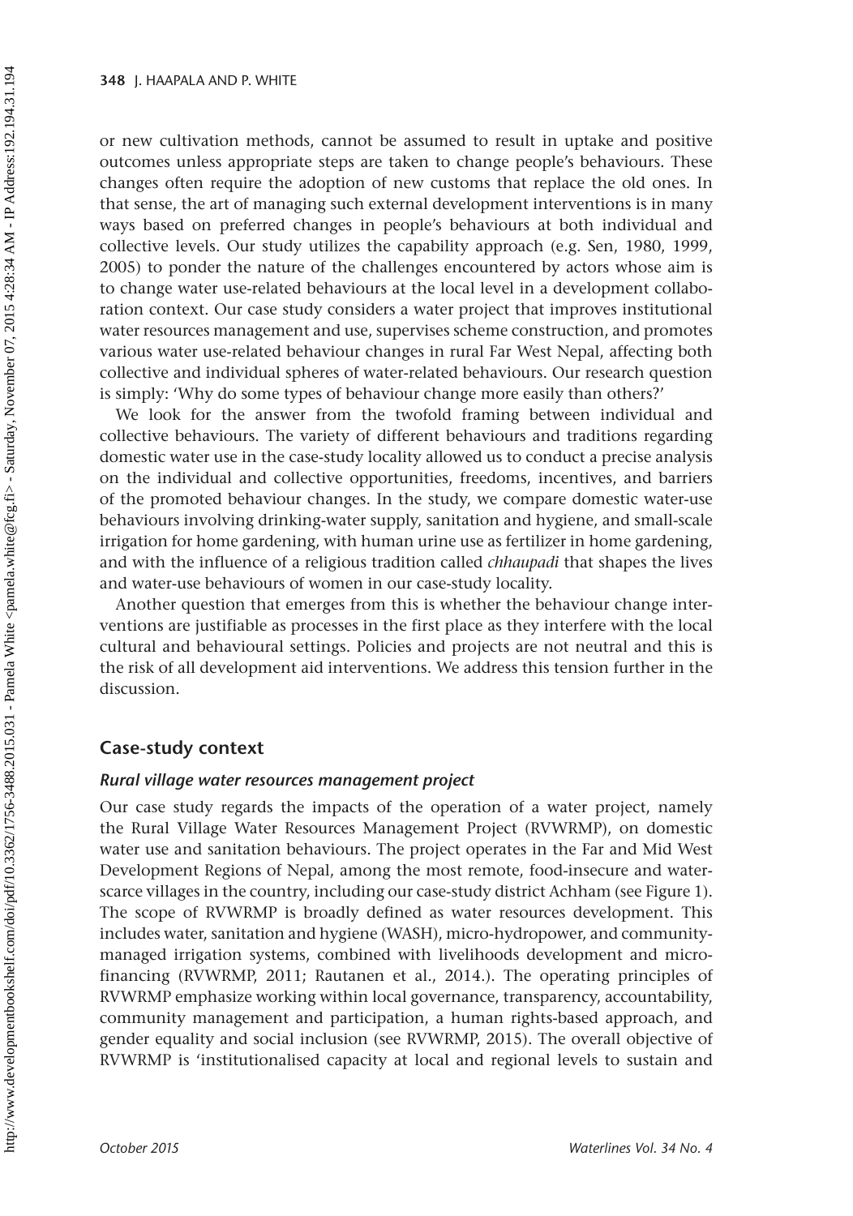or new cultivation methods, cannot be assumed to result in uptake and positive outcomes unless appropriate steps are taken to change people's behaviours. These changes often require the adoption of new customs that replace the old ones. In that sense, the art of managing such external development interventions is in many ways based on preferred changes in people's behaviours at both individual and collective levels. Our study utilizes the capability approach (e.g. Sen, 1980, 1999, 2005) to ponder the nature of the challenges encountered by actors whose aim is to change water use-related behaviours at the local level in a development collaboration context. Our case study considers a water project that improves institutional water resources management and use, supervises scheme construction, and promotes various water use-related behaviour changes in rural Far West Nepal, affecting both collective and individual spheres of water-related behaviours. Our research question is simply: 'Why do some types of behaviour change more easily than others?'

We look for the answer from the twofold framing between individual and collective behaviours. The variety of different behaviours and traditions regarding domestic water use in the case-study locality allowed us to conduct a precise analysis on the individual and collective opportunities, freedoms, incentives, and barriers of the promoted behaviour changes. In the study, we compare domestic water-use behaviours involving drinking-water supply, sanitation and hygiene, and small-scale irrigation for home gardening, with human urine use as fertilizer in home gardening, and with the influence of a religious tradition called *chhaupadi* that shapes the lives and water-use behaviours of women in our case-study locality.

Another question that emerges from this is whether the behaviour change interventions are justifiable as processes in the first place as they interfere with the local cultural and behavioural settings. Policies and projects are not neutral and this is the risk of all development aid interventions. We address this tension further in the discussion.

## Case-study context

### *Rural village water resources management project*

Our case study regards the impacts of the operation of a water project, namely the Rural Village Water Resources Management Project (RVWRMP), on domestic water use and sanitation behaviours. The project operates in the Far and Mid West Development Regions of Nepal, among the most remote, food-insecure and water-scarce villages in the country, including our case-study district Achham (see Figure 1). The scope of RVWRMP is broadly defined as water resources development. This includes water, sanitation and hygiene (WASH), micro-hydropower, and community-managed irrigation systems, combined with livelihoods development and micro-financing (RVWRMP, 2011; Rautanen et al., 2014.). The operating principles of RVWRMP emphasize working within local governance, transparency, accountability, community management and participation, a human rights-based approach, and gender equality and social inclusion (see RVWRMP, 2015). The overall objective of RVWRMP is 'institutionalised capacity at local and regional levels to sustain and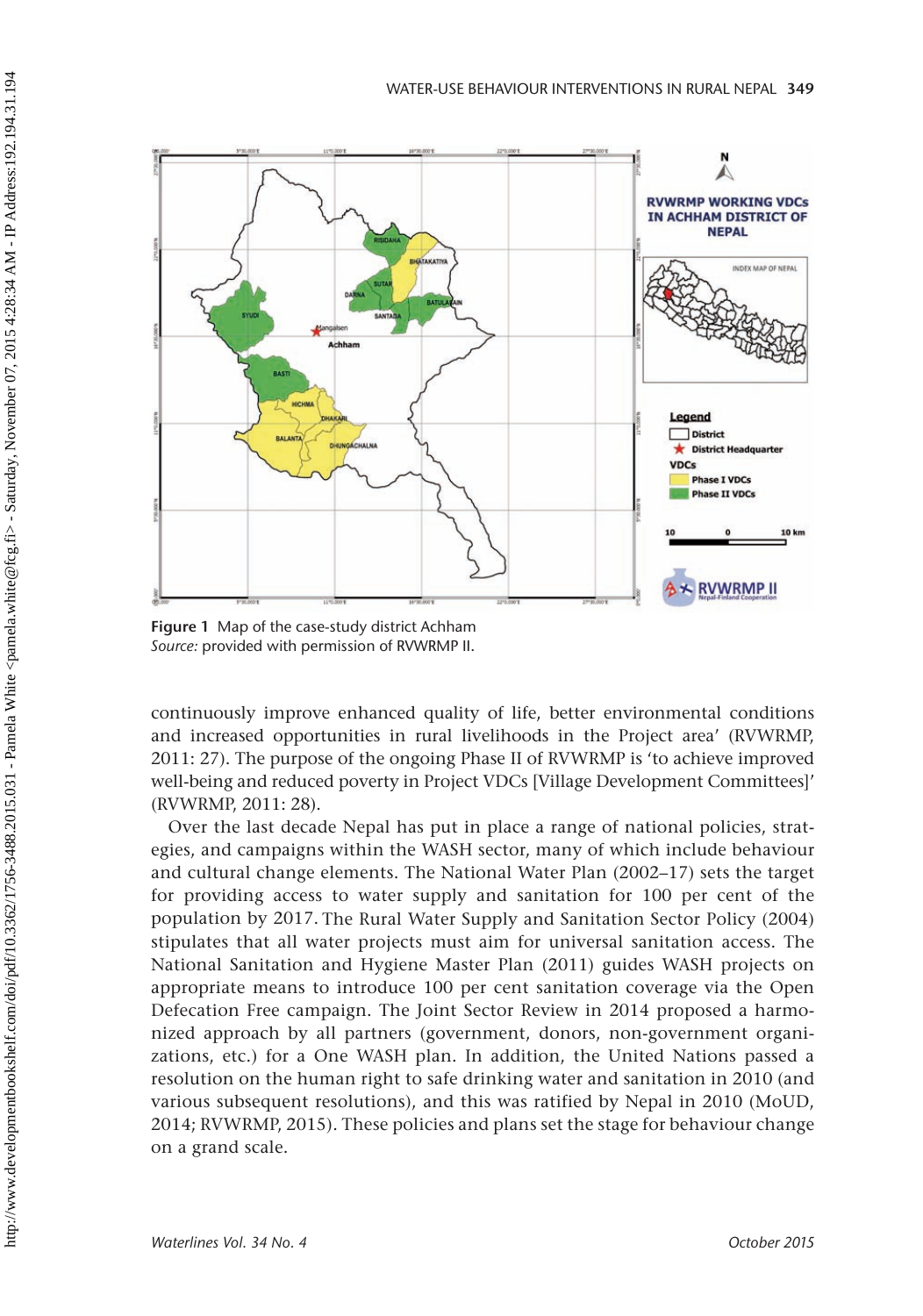Figure 1 Map of the case-study district Achham
*Source:* provided with permission of RVWRMP II.

continuously improve enhanced quality of life, better environmental conditions and increased opportunities in rural livelihoods in the Project area' (RVWRMP, 2011: 27). The purpose of the ongoing Phase II of RVWRMP is 'to achieve improved well-being and reduced poverty in Project VDCs [Village Development Committees]' (RVWRMP, 2011: 28).

Over the last decade Nepal has put in place a range of national policies, strategies, and campaigns within the WASH sector, many of which include behaviour and cultural change elements. The National Water Plan (2002–17) sets the target for providing access to water supply and sanitation for 100 per cent of the population by 2017. The Rural Water Supply and Sanitation Sector Policy (2004) stipulates that all water projects must aim for universal sanitation access. The National Sanitation and Hygiene Master Plan (2011) guides WASH projects on appropriate means to introduce 100 per cent sanitation coverage via the Open Defecation Free campaign. The Joint Sector Review in 2014 proposed a harmonized approach by all partners (government, donors, non-government organizations, etc.) for a One WASH plan. In addition, the United Nations passed a resolution on the human right to safe drinking water and sanitation in 2010 (and various subsequent resolutions), and this was ratified by Nepal in 2010 (MoUD, 2014; RVWRMP, 2015). These policies and plans set the stage for behaviour change on a grand scale.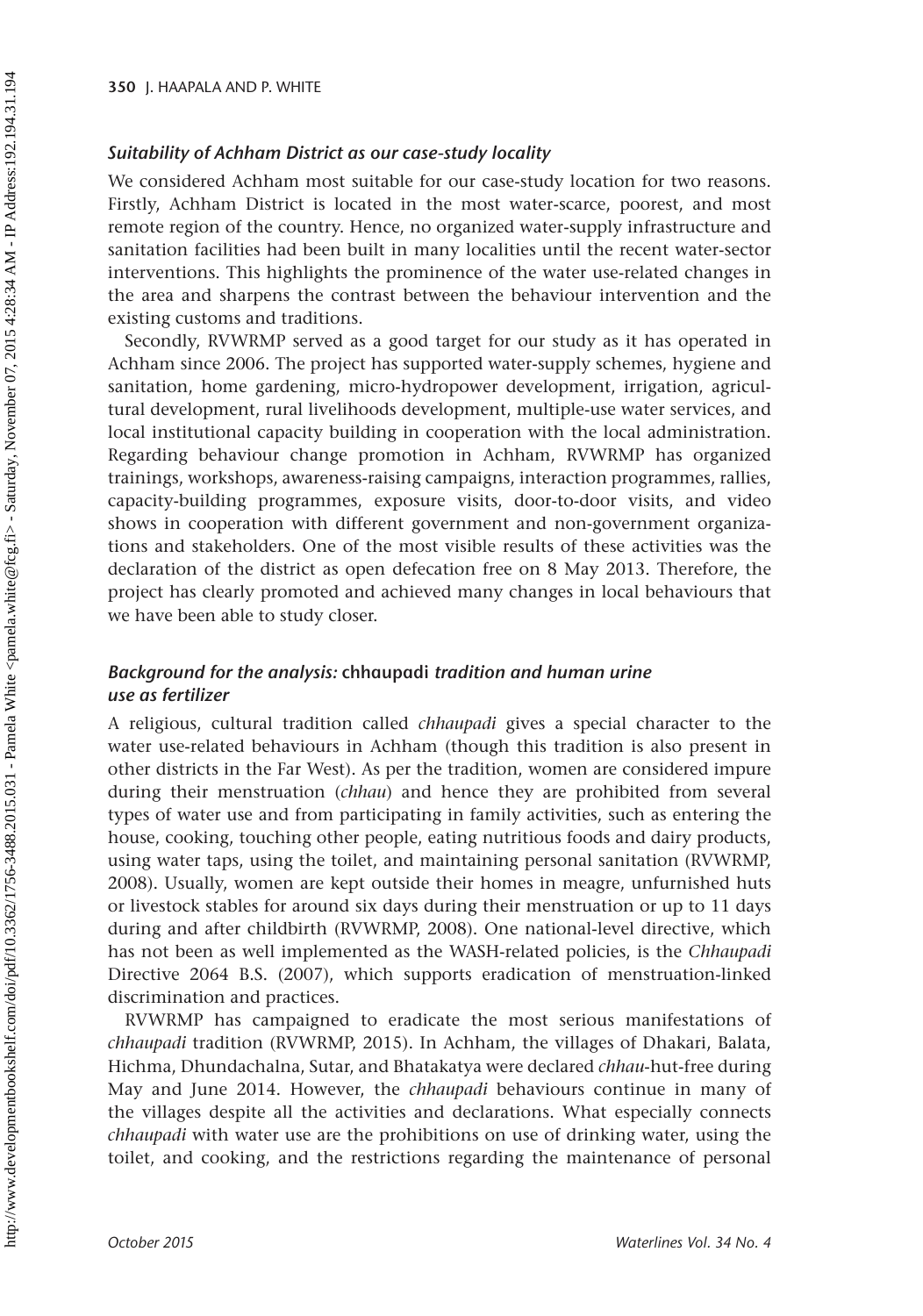### *Suitability of Achham District as our case-study locality*

We considered Achham most suitable for our case-study location for two reasons. Firstly, Achham District is located in the most water-scarce, poorest, and most remote region of the country. Hence, no organized water-supply infrastructure and sanitation facilities had been built in many localities until the recent water-sector interventions. This highlights the prominence of the water use-related changes in the area and sharpens the contrast between the behaviour intervention and the existing customs and traditions.

Secondly, RVWRMP served as a good target for our study as it has operated in Achham since 2006. The project has supported water-supply schemes, hygiene and sanitation, home gardening, micro-hydropower development, irrigation, agricultural development, rural livelihoods development, multiple-use water services, and local institutional capacity building in cooperation with the local administration. Regarding behaviour change promotion in Achham, RVWRMP has organized trainings, workshops, awareness-raising campaigns, interaction programmes, rallies, capacity-building programmes, exposure visits, door-to-door visits, and video shows in cooperation with different government and non-government organizations and stakeholders. One of the most visible results of these activities was the declaration of the district as open defecation free on 8 May 2013. Therefore, the project has clearly promoted and achieved many changes in local behaviours that we have been able to study closer.

### *Background for the analysis:* chhaupadi *tradition and human urine use as fertilizer*

A religious, cultural tradition called *chhaupadi* gives a special character to the water use-related behaviours in Achham (though this tradition is also present in other districts in the Far West). As per the tradition, women are considered impure during their menstruation (*chhau*) and hence they are prohibited from several types of water use and from participating in family activities, such as entering the house, cooking, touching other people, eating nutritious foods and dairy products, using water taps, using the toilet, and maintaining personal sanitation (RVWRMP, 2008). Usually, women are kept outside their homes in meagre, unfurnished huts or livestock stables for around six days during their menstruation or up to 11 days during and after childbirth (RVWRMP, 2008). One national-level directive, which has not been as well implemented as the WASH-related policies, is the *Chhaupadi* Directive 2064 B.S. (2007), which supports eradication of menstruation-linked discrimination and practices.

RVWRMP has campaigned to eradicate the most serious manifestations of *chhaupadi* tradition (RVWRMP, 2015). In Achham, the villages of Dhakari, Balata, Hichma, Dhundachalna, Sutar, and Bhatakatya were declared *chhau*-hut-free during May and June 2014. However, the *chhaupadi* behaviours continue in many of the villages despite all the activities and declarations. What especially connects *chhaupadi* with water use are the prohibitions on use of drinking water, using the toilet, and cooking, and the restrictions regarding the maintenance of personal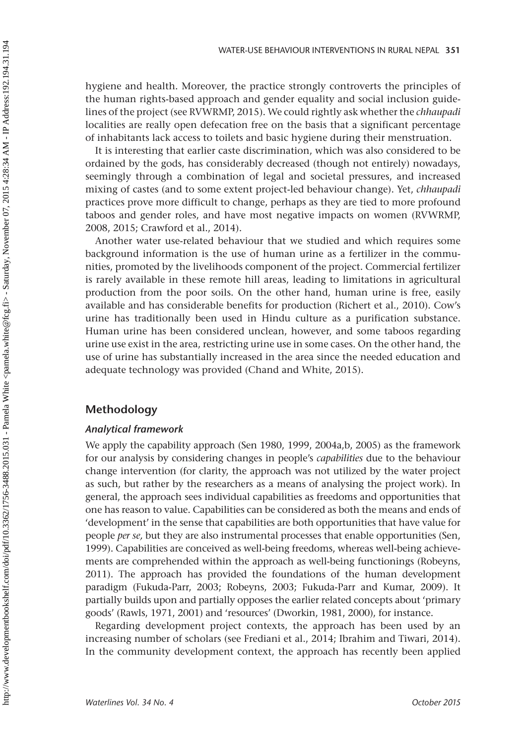hygiene and health. Moreover, the practice strongly controverts the principles of the human rights-based approach and gender equality and social inclusion guidelines of the project (see RVWRMP, 2015). We could rightly ask whether the *chhaupadi* localities are really open defecation free on the basis that a significant percentage of inhabitants lack access to toilets and basic hygiene during their menstruation.

It is interesting that earlier caste discrimination, which was also considered to be ordained by the gods, has considerably decreased (though not entirely) nowadays, seemingly through a combination of legal and societal pressures, and increased mixing of castes (and to some extent project-led behaviour change). Yet, *chhaupadi* practices prove more difficult to change, perhaps as they are tied to more profound taboos and gender roles, and have most negative impacts on women (RVWRMP, 2008, 2015; Crawford et al., 2014).

Another water use-related behaviour that we studied and which requires some background information is the use of human urine as a fertilizer in the communities, promoted by the livelihoods component of the project. Commercial fertilizer is rarely available in these remote hill areas, leading to limitations in agricultural production from the poor soils. On the other hand, human urine is free, easily available and has considerable benefits for production (Richert et al., 2010). Cow's urine has traditionally been used in Hindu culture as a purification substance. Human urine has been considered unclean, however, and some taboos regarding urine use exist in the area, restricting urine use in some cases. On the other hand, the use of urine has substantially increased in the area since the needed education and adequate technology was provided (Chand and White, 2015).

## Methodology

### *Analytical framework*

We apply the capability approach (Sen 1980, 1999, 2004a,b, 2005) as the framework for our analysis by considering changes in people's *capabilities* due to the behaviour change intervention (for clarity, the approach was not utilized by the water project as such, but rather by the researchers as a means of analysing the project work). In general, the approach sees individual capabilities as freedoms and opportunities that one has reason to value. Capabilities can be considered as both the means and ends of 'development' in the sense that capabilities are both opportunities that have value for people *per se,* but they are also instrumental processes that enable opportunities (Sen, 1999). Capabilities are conceived as well-being freedoms, whereas well-being achievements are comprehended within the approach as well-being functionings (Robeyns, 2011). The approach has provided the foundations of the human development paradigm (Fukuda-Parr, 2003; Robeyns, 2003; Fukuda-Parr and Kumar, 2009). It partially builds upon and partially opposes the earlier related concepts about 'primary goods' (Rawls, 1971, 2001) and 'resources' (Dworkin, 1981, 2000), for instance.

Regarding development project contexts, the approach has been used by an increasing number of scholars (see Frediani et al., 2014; Ibrahim and Tiwari, 2014). In the community development context, the approach has recently been applied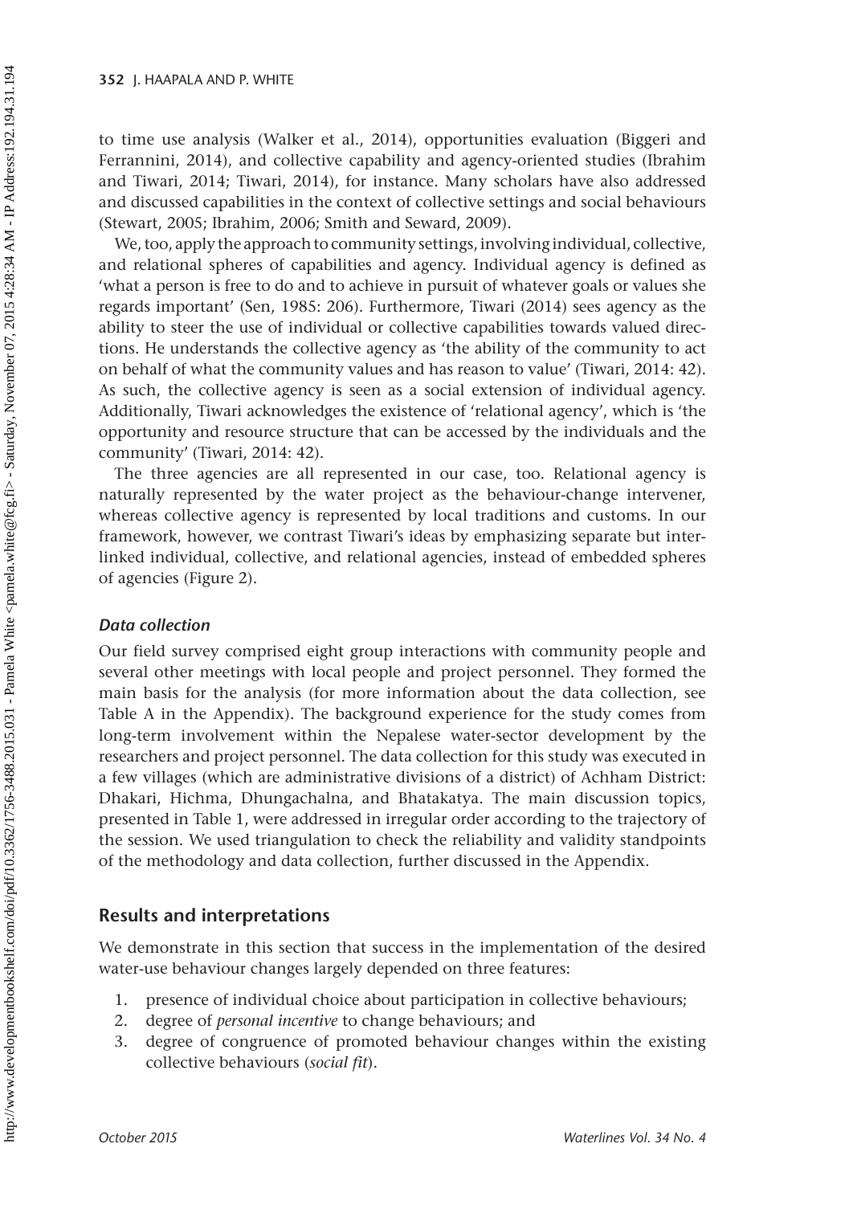to time use analysis (Walker et al., 2014), opportunities evaluation (Biggeri and Ferrannini, 2014), and collective capability and agency-oriented studies (Ibrahim and Tiwari, 2014; Tiwari, 2014), for instance. Many scholars have also addressed and discussed capabilities in the context of collective settings and social behaviours (Stewart, 2005; Ibrahim, 2006; Smith and Seward, 2009).

We, too, apply the approach to community settings, involving individual, collective, and relational spheres of capabilities and agency. Individual agency is defined as 'what a person is free to do and to achieve in pursuit of whatever goals or values she regards important' (Sen, 1985: 206). Furthermore, Tiwari (2014) sees agency as the ability to steer the use of individual or collective capabilities towards valued directions. He understands the collective agency as 'the ability of the community to act on behalf of what the community values and has reason to value' (Tiwari, 2014: 42). As such, the collective agency is seen as a social extension of individual agency. Additionally, Tiwari acknowledges the existence of 'relational agency', which is 'the opportunity and resource structure that can be accessed by the individuals and the community' (Tiwari, 2014: 42).

The three agencies are all represented in our case, too. Relational agency is naturally represented by the water project as the behaviour-change intervener, whereas collective agency is represented by local traditions and customs. In our framework, however, we contrast Tiwari's ideas by emphasizing separate but interlinked individual, collective, and relational agencies, instead of embedded spheres of agencies (Figure 2).

### *Data collection*

Our field survey comprised eight group interactions with community people and several other meetings with local people and project personnel. They formed the main basis for the analysis (for more information about the data collection, see Table A in the Appendix). The background experience for the study comes from long-term involvement within the Nepalese water-sector development by the researchers and project personnel. The data collection for this study was executed in a few villages (which are administrative divisions of a district) of Achham District: Dhakari, Hichma, Dhungachalna, and Bhatakatya. The main discussion topics, presented in Table 1, were addressed in irregular order according to the trajectory of the session. We used triangulation to check the reliability and validity standpoints of the methodology and data collection, further discussed in the Appendix.

## Results and interpretations

We demonstrate in this section that success in the implementation of the desired water-use behaviour changes largely depended on three features:

1. presence of individual choice about participation in collective behaviours;
2. degree of *personal incentive* to change behaviours; and
3. degree of congruence of promoted behaviour changes within the existing collective behaviours (*social fit*).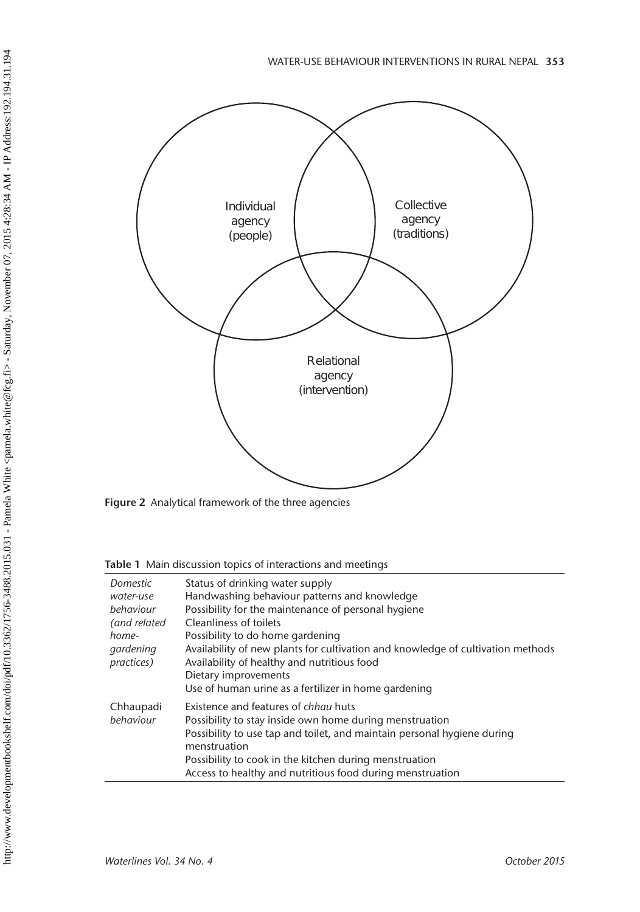Individual agency (people)

Collective agency (traditions)

Relational agency (intervention)

**Figure 2** Analytical framework of the three agencies

**Table 1** Main discussion topics of interactions and meetings

| | |
|---|---|
| *Domestic water-use behaviour (and related home-gardening practices)* | Status of drinking water supply |
| | Handwashing behaviour patterns and knowledge |
| | Possibility for the maintenance of personal hygiene |
| | Cleanliness of toilets |
| | Possibility to do home gardening |
| | Availability of new plants for cultivation and knowledge of cultivation methods |
| | Availability of healthy and nutritious food |
| | Dietary improvements |
| | Use of human urine as a fertilizer in home gardening |
| Chhaupadi *behaviour* | Existence and features of *chhau* huts |
| | Possibility to stay inside own home during menstruation |
| | Possibility to use tap and toilet, and maintain personal hygiene during menstruation |
| | Possibility to cook in the kitchen during menstruation |
| | Access to healthy and nutritious food during menstruation |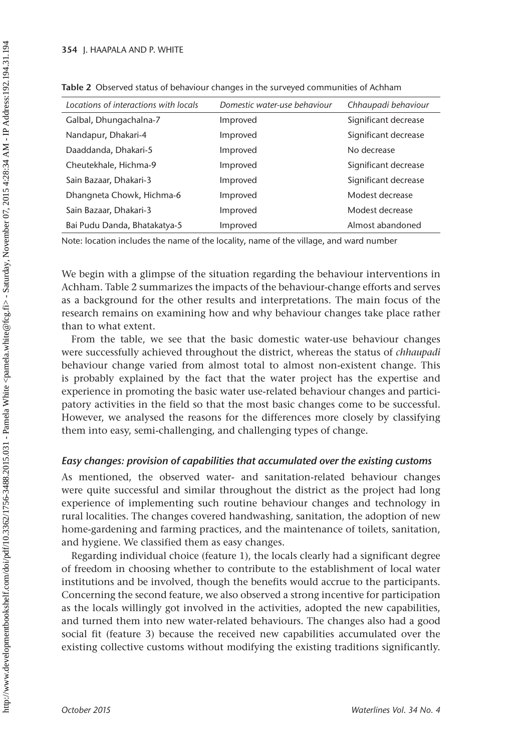**Table 2** Observed status of behaviour changes in the surveyed communities of Achham

| *Locations of interactions with locals* | *Domestic water-use behaviour* | *Chhaupadi behaviour* |
|---|---|---|
| Galbal, Dhungachalna-7 | Improved | Significant decrease |
| Nandapur, Dhakari-4 | Improved | Significant decrease |
| Daaddanda, Dhakari-5 | Improved | No decrease |
| Cheutekhale, Hichma-9 | Improved | Significant decrease |
| Sain Bazaar, Dhakari-3 | Improved | Significant decrease |
| Dhangneta Chowk, Hichma-6 | Improved | Modest decrease |
| Sain Bazaar, Dhakari-3 | Improved | Modest decrease |
| Bai Pudu Danda, Bhatakatya-5 | Improved | Almost abandoned |

Note: location includes the name of the locality, name of the village, and ward number

We begin with a glimpse of the situation regarding the behaviour interventions in Achham. Table 2 summarizes the impacts of the behaviour-change efforts and serves as a background for the other results and interpretations. The main focus of the research remains on examining how and why behaviour changes take place rather than to what extent.

From the table, we see that the basic domestic water-use behaviour changes were successfully achieved throughout the district, whereas the status of *chhaupadi* behaviour change varied from almost total to almost non-existent change. This is probably explained by the fact that the water project has the expertise and experience in promoting the basic water use-related behaviour changes and participatory activities in the field so that the most basic changes come to be successful. However, we analysed the reasons for the differences more closely by classifying them into easy, semi-challenging, and challenging types of change.

### *Easy changes: provision of capabilities that accumulated over the existing customs*

As mentioned, the observed water- and sanitation-related behaviour changes were quite successful and similar throughout the district as the project had long experience of implementing such routine behaviour changes and technology in rural localities. The changes covered handwashing, sanitation, the adoption of new home-gardening and farming practices, and the maintenance of toilets, sanitation, and hygiene. We classified them as easy changes.

Regarding individual choice (feature 1), the locals clearly had a significant degree of freedom in choosing whether to contribute to the establishment of local water institutions and be involved, though the benefits would accrue to the participants. Concerning the second feature, we also observed a strong incentive for participation as the locals willingly got involved in the activities, adopted the new capabilities, and turned them into new water-related behaviours. The changes also had a good social fit (feature 3) because the received new capabilities accumulated over the existing collective customs without modifying the existing traditions significantly.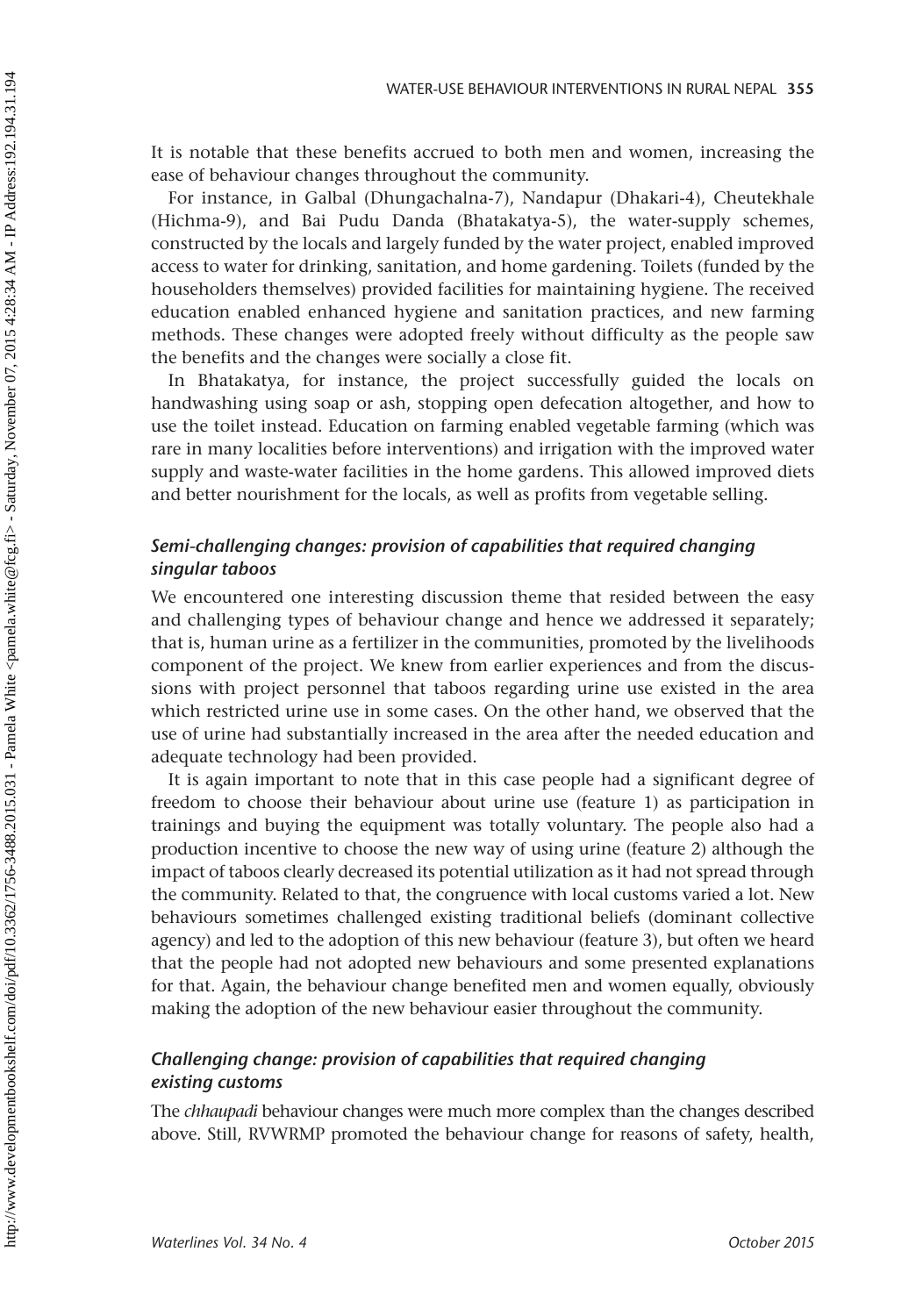It is notable that these benefits accrued to both men and women, increasing the ease of behaviour changes throughout the community.

For instance, in Galbal (Dhungachalna-7), Nandapur (Dhakari-4), Cheutekhale (Hichma-9), and Bai Pudu Danda (Bhatakatya-5), the water-supply schemes, constructed by the locals and largely funded by the water project, enabled improved access to water for drinking, sanitation, and home gardening. Toilets (funded by the householders themselves) provided facilities for maintaining hygiene. The received education enabled enhanced hygiene and sanitation practices, and new farming methods. These changes were adopted freely without difficulty as the people saw the benefits and the changes were socially a close fit.

In Bhatakatya, for instance, the project successfully guided the locals on handwashing using soap or ash, stopping open defecation altogether, and how to use the toilet instead. Education on farming enabled vegetable farming (which was rare in many localities before interventions) and irrigation with the improved water supply and waste-water facilities in the home gardens. This allowed improved diets and better nourishment for the locals, as well as profits from vegetable selling.

### *Semi-challenging changes: provision of capabilities that required changing singular taboos*

We encountered one interesting discussion theme that resided between the easy and challenging types of behaviour change and hence we addressed it separately; that is, human urine as a fertilizer in the communities, promoted by the livelihoods component of the project. We knew from earlier experiences and from the discussions with project personnel that taboos regarding urine use existed in the area which restricted urine use in some cases. On the other hand, we observed that the use of urine had substantially increased in the area after the needed education and adequate technology had been provided.

It is again important to note that in this case people had a significant degree of freedom to choose their behaviour about urine use (feature 1) as participation in trainings and buying the equipment was totally voluntary. The people also had a production incentive to choose the new way of using urine (feature 2) although the impact of taboos clearly decreased its potential utilization as it had not spread through the community. Related to that, the congruence with local customs varied a lot. New behaviours sometimes challenged existing traditional beliefs (dominant collective agency) and led to the adoption of this new behaviour (feature 3), but often we heard that the people had not adopted new behaviours and some presented explanations for that. Again, the behaviour change benefited men and women equally, obviously making the adoption of the new behaviour easier throughout the community.

### *Challenging change: provision of capabilities that required changing existing customs*

The *chhaupadi* behaviour changes were much more complex than the changes described above. Still, RVWRMP promoted the behaviour change for reasons of safety, health,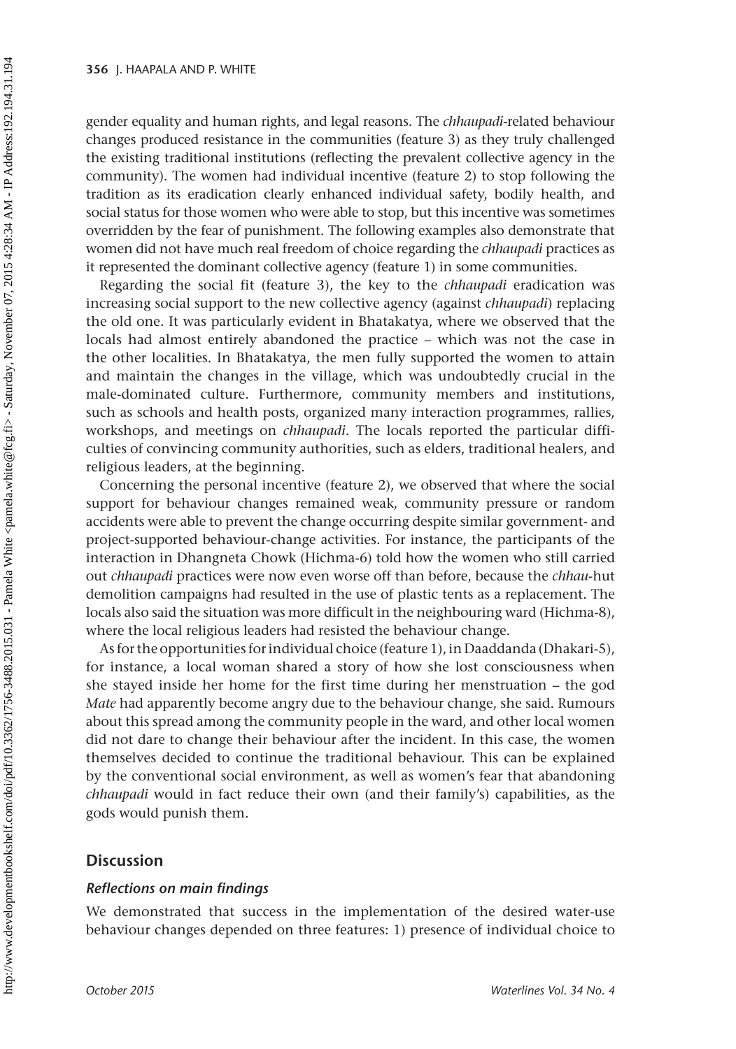gender equality and human rights, and legal reasons. The *chhaupadi*-related behaviour changes produced resistance in the communities (feature 3) as they truly challenged the existing traditional institutions (reflecting the prevalent collective agency in the community). The women had individual incentive (feature 2) to stop following the tradition as its eradication clearly enhanced individual safety, bodily health, and social status for those women who were able to stop, but this incentive was sometimes overridden by the fear of punishment. The following examples also demonstrate that women did not have much real freedom of choice regarding the *chhaupadi* practices as it represented the dominant collective agency (feature 1) in some communities.

Regarding the social fit (feature 3), the key to the *chhaupadi* eradication was increasing social support to the new collective agency (against *chhaupadi*) replacing the old one. It was particularly evident in Bhatakatya, where we observed that the locals had almost entirely abandoned the practice – which was not the case in the other localities. In Bhatakatya, the men fully supported the women to attain and maintain the changes in the village, which was undoubtedly crucial in the male-dominated culture. Furthermore, community members and institutions, such as schools and health posts, organized many interaction programmes, rallies, workshops, and meetings on *chhaupadi*. The locals reported the particular difficulties of convincing community authorities, such as elders, traditional healers, and religious leaders, at the beginning.

Concerning the personal incentive (feature 2), we observed that where the social support for behaviour changes remained weak, community pressure or random accidents were able to prevent the change occurring despite similar government- and project-supported behaviour-change activities. For instance, the participants of the interaction in Dhangneta Chowk (Hichma-6) told how the women who still carried out *chhaupadi* practices were now even worse off than before, because the *chhau*-hut demolition campaigns had resulted in the use of plastic tents as a replacement. The locals also said the situation was more difficult in the neighbouring ward (Hichma-8), where the local religious leaders had resisted the behaviour change.

As for the opportunities for individual choice (feature 1), in Daaddanda (Dhakari-5), for instance, a local woman shared a story of how she lost consciousness when she stayed inside her home for the first time during her menstruation – the god *Mate* had apparently become angry due to the behaviour change, she said. Rumours about this spread among the community people in the ward, and other local women did not dare to change their behaviour after the incident. In this case, the women themselves decided to continue the traditional behaviour. This can be explained by the conventional social environment, as well as women's fear that abandoning *chhaupadi* would in fact reduce their own (and their family's) capabilities, as the gods would punish them.

## Discussion

### *Reflections on main findings*

We demonstrated that success in the implementation of the desired water-use behaviour changes depended on three features: 1) presence of individual choice to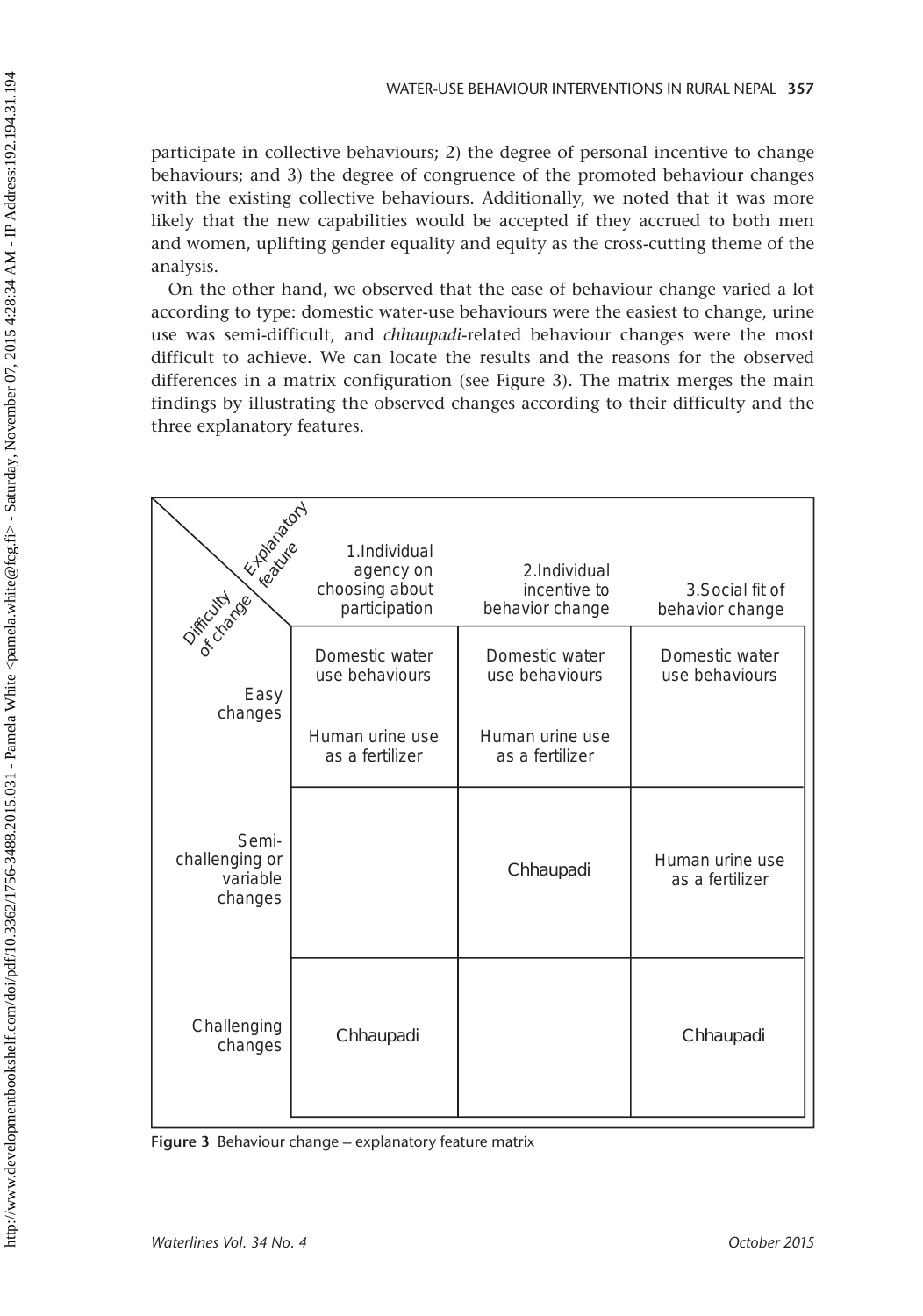participate in collective behaviours; 2) the degree of personal incentive to change behaviours; and 3) the degree of congruence of the promoted behaviour changes with the existing collective behaviours. Additionally, we noted that it was more likely that the new capabilities would be accepted if they accrued to both men and women, uplifting gender equality and equity as the cross-cutting theme of the analysis.

On the other hand, we observed that the ease of behaviour change varied a lot according to type: domestic water-use behaviours were the easiest to change, urine use was semi-difficult, and *chhaupadi*-related behaviour changes were the most difficult to achieve. We can locate the results and the reasons for the observed differences in a matrix configuration (see Figure 3). The matrix merges the main findings by illustrating the observed changes according to their difficulty and the three explanatory features.

| Difficulty of change \ Explanatory feature | 1. Individual agency on choosing about participation | 2. Individual incentive to behavior change | 3. Social fit of behavior change |
|---|---|---|---|
| Easy changes | Domestic water use behaviours<br>Human urine use as a fertilizer | Domestic water use behaviours<br>Human urine use as a fertilizer | Domestic water use behaviours |
| Semi-challenging or variable changes | | Chhaupadi | Human urine use as a fertilizer |
| Challenging changes | Chhaupadi | | Chhaupadi |

**Figure 3** Behaviour change – explanatory feature matrix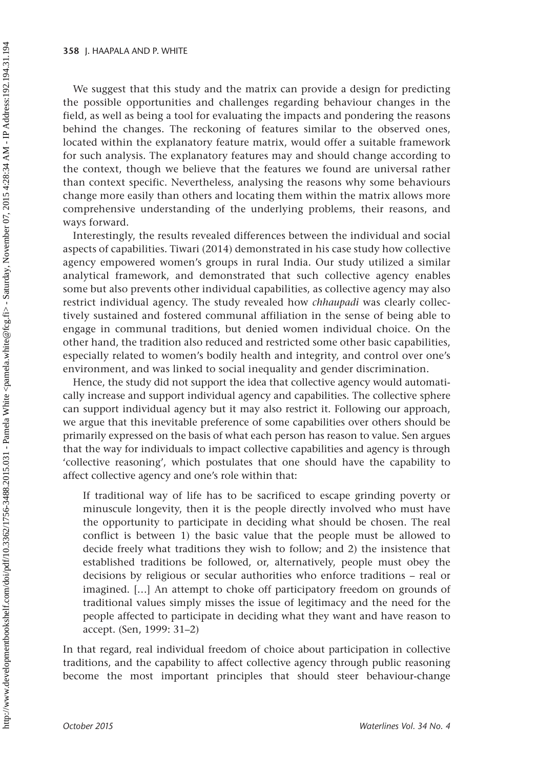We suggest that this study and the matrix can provide a design for predicting the possible opportunities and challenges regarding behaviour changes in the field, as well as being a tool for evaluating the impacts and pondering the reasons behind the changes. The reckoning of features similar to the observed ones, located within the explanatory feature matrix, would offer a suitable framework for such analysis. The explanatory features may and should change according to the context, though we believe that the features we found are universal rather than context specific. Nevertheless, analysing the reasons why some behaviours change more easily than others and locating them within the matrix allows more comprehensive understanding of the underlying problems, their reasons, and ways forward.

Interestingly, the results revealed differences between the individual and social aspects of capabilities. Tiwari (2014) demonstrated in his case study how collective agency empowered women's groups in rural India. Our study utilized a similar analytical framework, and demonstrated that such collective agency enables some but also prevents other individual capabilities, as collective agency may also restrict individual agency. The study revealed how *chhaupadi* was clearly collectively sustained and fostered communal affiliation in the sense of being able to engage in communal traditions, but denied women individual choice. On the other hand, the tradition also reduced and restricted some other basic capabilities, especially related to women's bodily health and integrity, and control over one's environment, and was linked to social inequality and gender discrimination.

Hence, the study did not support the idea that collective agency would automatically increase and support individual agency and capabilities. The collective sphere can support individual agency but it may also restrict it. Following our approach, we argue that this inevitable preference of some capabilities over others should be primarily expressed on the basis of what each person has reason to value. Sen argues that the way for individuals to impact collective capabilities and agency is through 'collective reasoning', which postulates that one should have the capability to affect collective agency and one's role within that:

> If traditional way of life has to be sacrificed to escape grinding poverty or minuscule longevity, then it is the people directly involved who must have the opportunity to participate in deciding what should be chosen. The real conflict is between 1) the basic value that the people must be allowed to decide freely what traditions they wish to follow; and 2) the insistence that established traditions be followed, or, alternatively, people must obey the decisions by religious or secular authorities who enforce traditions – real or imagined. […] An attempt to choke off participatory freedom on grounds of traditional values simply misses the issue of legitimacy and the need for the people affected to participate in deciding what they want and have reason to accept. (Sen, 1999: 31–2)

In that regard, real individual freedom of choice about participation in collective traditions, and the capability to affect collective agency through public reasoning become the most important principles that should steer behaviour-change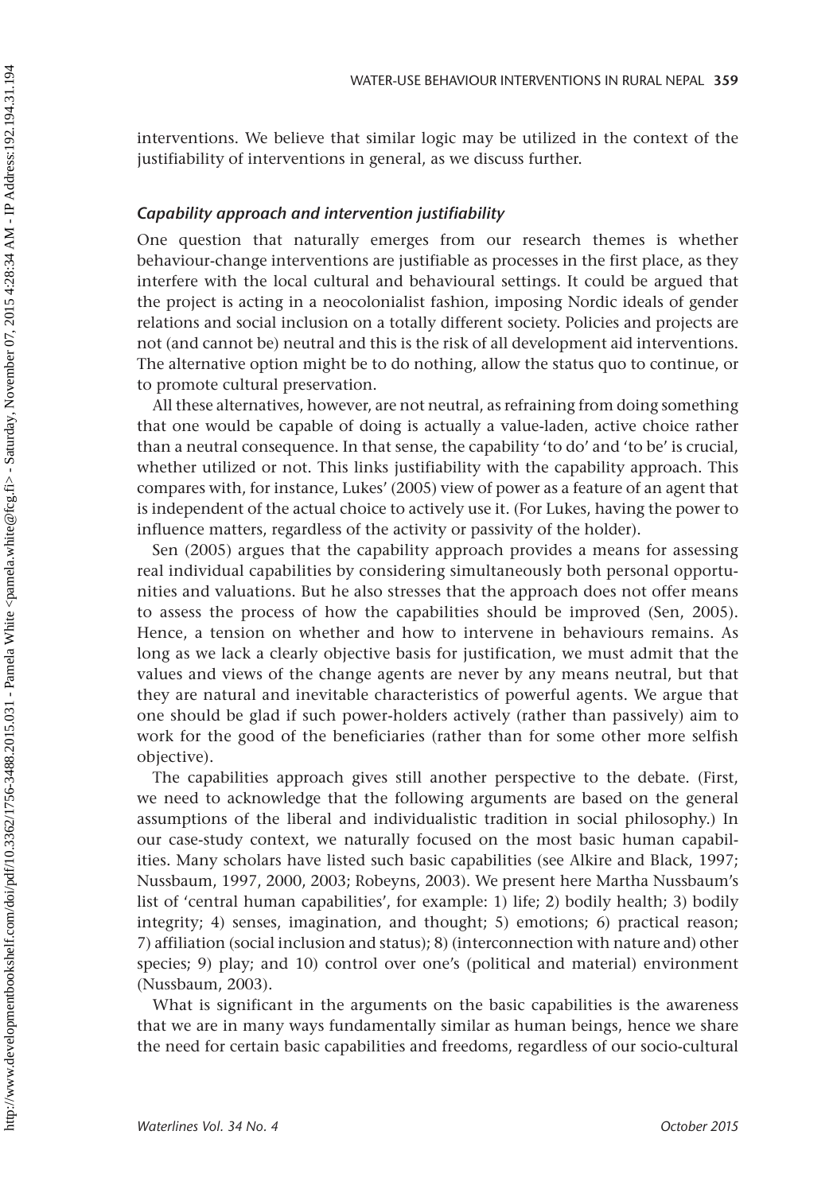interventions. We believe that similar logic may be utilized in the context of the justifiability of interventions in general, as we discuss further.

### *Capability approach and intervention justifiability*

One question that naturally emerges from our research themes is whether behaviour-change interventions are justifiable as processes in the first place, as they interfere with the local cultural and behavioural settings. It could be argued that the project is acting in a neocolonialist fashion, imposing Nordic ideals of gender relations and social inclusion on a totally different society. Policies and projects are not (and cannot be) neutral and this is the risk of all development aid interventions. The alternative option might be to do nothing, allow the status quo to continue, or to promote cultural preservation.

All these alternatives, however, are not neutral, as refraining from doing something that one would be capable of doing is actually a value-laden, active choice rather than a neutral consequence. In that sense, the capability 'to do' and 'to be' is crucial, whether utilized or not. This links justifiability with the capability approach. This compares with, for instance, Lukes' (2005) view of power as a feature of an agent that is independent of the actual choice to actively use it. (For Lukes, having the power to influence matters, regardless of the activity or passivity of the holder).

Sen (2005) argues that the capability approach provides a means for assessing real individual capabilities by considering simultaneously both personal opportunities and valuations. But he also stresses that the approach does not offer means to assess the process of how the capabilities should be improved (Sen, 2005). Hence, a tension on whether and how to intervene in behaviours remains. As long as we lack a clearly objective basis for justification, we must admit that the values and views of the change agents are never by any means neutral, but that they are natural and inevitable characteristics of powerful agents. We argue that one should be glad if such power-holders actively (rather than passively) aim to work for the good of the beneficiaries (rather than for some other more selfish objective).

The capabilities approach gives still another perspective to the debate. (First, we need to acknowledge that the following arguments are based on the general assumptions of the liberal and individualistic tradition in social philosophy.) In our case-study context, we naturally focused on the most basic human capabilities. Many scholars have listed such basic capabilities (see Alkire and Black, 1997; Nussbaum, 1997, 2000, 2003; Robeyns, 2003). We present here Martha Nussbaum's list of 'central human capabilities', for example: 1) life; 2) bodily health; 3) bodily integrity; 4) senses, imagination, and thought; 5) emotions; 6) practical reason; 7) affiliation (social inclusion and status); 8) (interconnection with nature and) other species; 9) play; and 10) control over one's (political and material) environment (Nussbaum, 2003).

What is significant in the arguments on the basic capabilities is the awareness that we are in many ways fundamentally similar as human beings, hence we share the need for certain basic capabilities and freedoms, regardless of our socio-cultural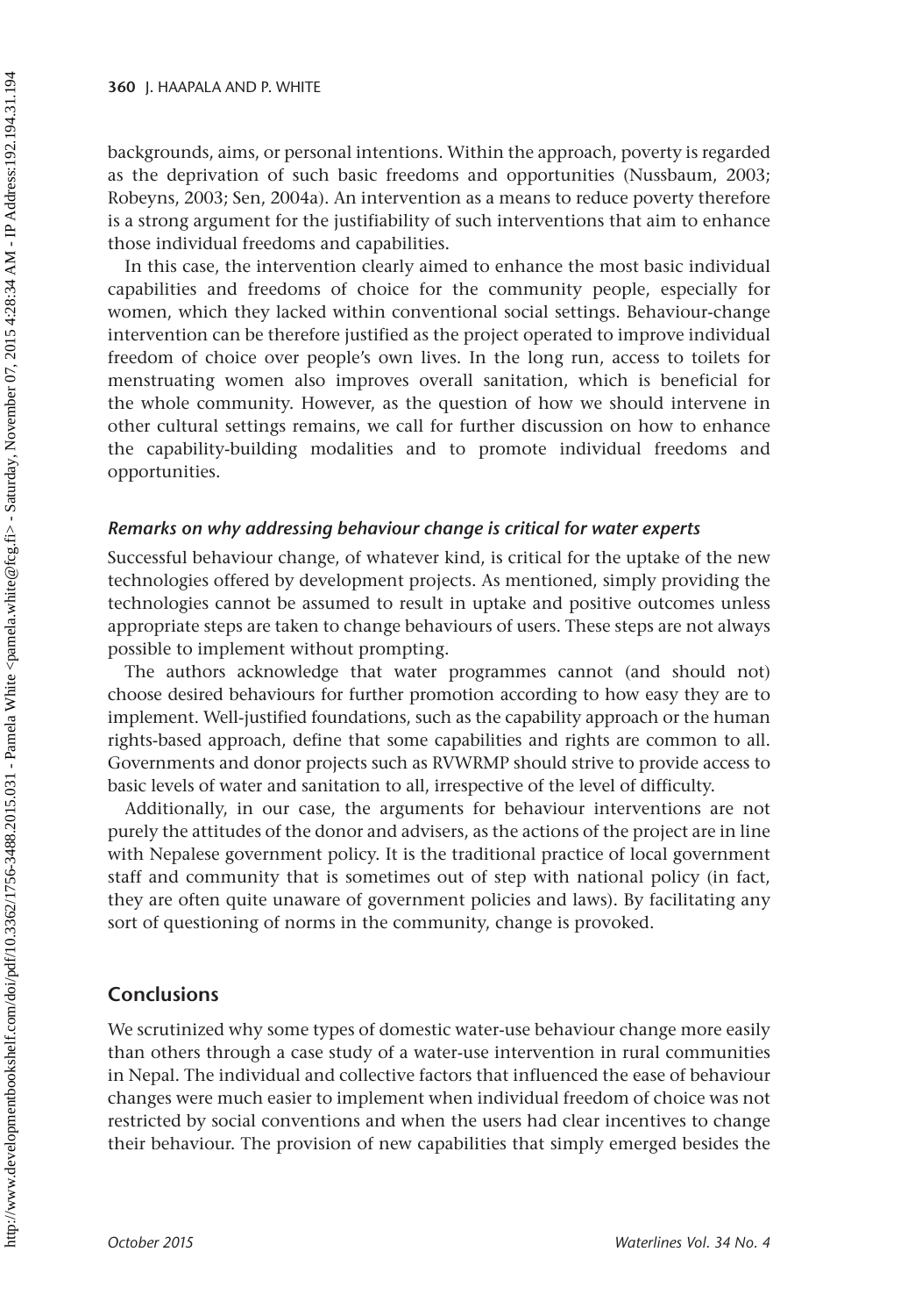backgrounds, aims, or personal intentions. Within the approach, poverty is regarded as the deprivation of such basic freedoms and opportunities (Nussbaum, 2003; Robeyns, 2003; Sen, 2004a). An intervention as a means to reduce poverty therefore is a strong argument for the justifiability of such interventions that aim to enhance those individual freedoms and capabilities.

In this case, the intervention clearly aimed to enhance the most basic individual capabilities and freedoms of choice for the community people, especially for women, which they lacked within conventional social settings. Behaviour-change intervention can be therefore justified as the project operated to improve individual freedom of choice over people's own lives. In the long run, access to toilets for menstruating women also improves overall sanitation, which is beneficial for the whole community. However, as the question of how we should intervene in other cultural settings remains, we call for further discussion on how to enhance the capability-building modalities and to promote individual freedoms and opportunities.

### *Remarks on why addressing behaviour change is critical for water experts*

Successful behaviour change, of whatever kind, is critical for the uptake of the new technologies offered by development projects. As mentioned, simply providing the technologies cannot be assumed to result in uptake and positive outcomes unless appropriate steps are taken to change behaviours of users. These steps are not always possible to implement without prompting.

The authors acknowledge that water programmes cannot (and should not) choose desired behaviours for further promotion according to how easy they are to implement. Well-justified foundations, such as the capability approach or the human rights-based approach, define that some capabilities and rights are common to all. Governments and donor projects such as RVWRMP should strive to provide access to basic levels of water and sanitation to all, irrespective of the level of difficulty.

Additionally, in our case, the arguments for behaviour interventions are not purely the attitudes of the donor and advisers, as the actions of the project are in line with Nepalese government policy. It is the traditional practice of local government staff and community that is sometimes out of step with national policy (in fact, they are often quite unaware of government policies and laws). By facilitating any sort of questioning of norms in the community, change is provoked.

## Conclusions

We scrutinized why some types of domestic water-use behaviour change more easily than others through a case study of a water-use intervention in rural communities in Nepal. The individual and collective factors that influenced the ease of behaviour changes were much easier to implement when individual freedom of choice was not restricted by social conventions and when the users had clear incentives to change their behaviour. The provision of new capabilities that simply emerged besides the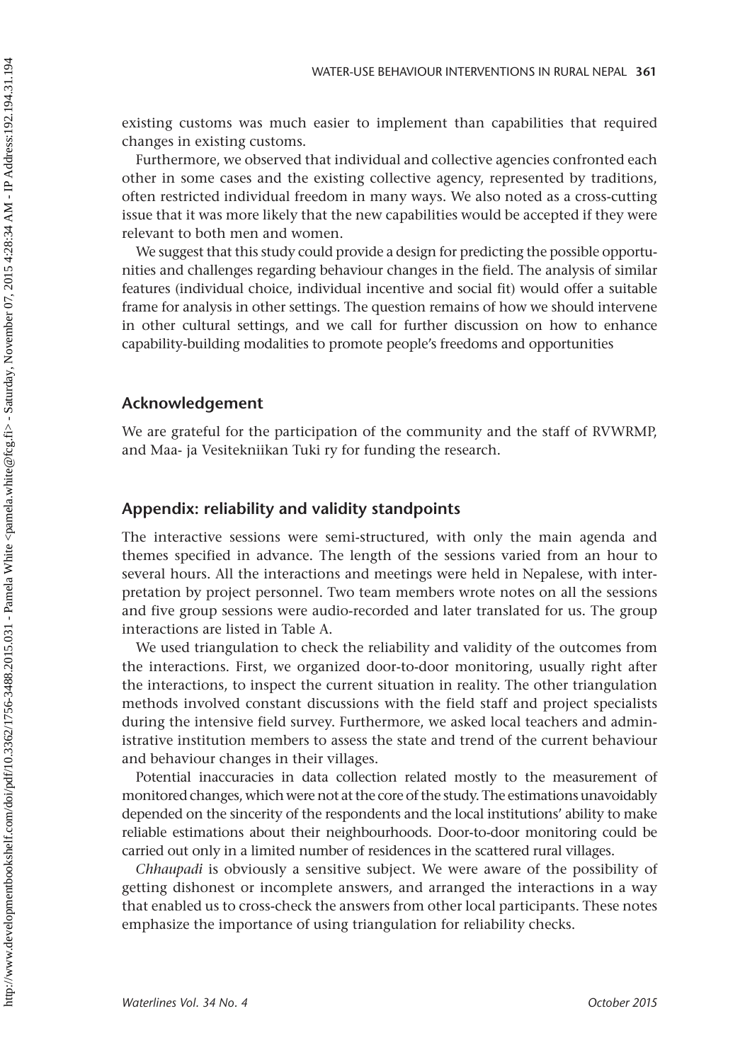existing customs was much easier to implement than capabilities that required changes in existing customs.

Furthermore, we observed that individual and collective agencies confronted each other in some cases and the existing collective agency, represented by traditions, often restricted individual freedom in many ways. We also noted as a cross-cutting issue that it was more likely that the new capabilities would be accepted if they were relevant to both men and women.

We suggest that this study could provide a design for predicting the possible opportunities and challenges regarding behaviour changes in the field. The analysis of similar features (individual choice, individual incentive and social fit) would offer a suitable frame for analysis in other settings. The question remains of how we should intervene in other cultural settings, and we call for further discussion on how to enhance capability-building modalities to promote people's freedoms and opportunities

## Acknowledgement

We are grateful for the participation of the community and the staff of RVWRMP, and Maa- ja Vesitekniikan Tuki ry for funding the research.

## Appendix: reliability and validity standpoints

The interactive sessions were semi-structured, with only the main agenda and themes specified in advance. The length of the sessions varied from an hour to several hours. All the interactions and meetings were held in Nepalese, with interpretation by project personnel. Two team members wrote notes on all the sessions and five group sessions were audio-recorded and later translated for us. The group interactions are listed in Table A.

We used triangulation to check the reliability and validity of the outcomes from the interactions. First, we organized door-to-door monitoring, usually right after the interactions, to inspect the current situation in reality. The other triangulation methods involved constant discussions with the field staff and project specialists during the intensive field survey. Furthermore, we asked local teachers and administrative institution members to assess the state and trend of the current behaviour and behaviour changes in their villages.

Potential inaccuracies in data collection related mostly to the measurement of monitored changes, which were not at the core of the study. The estimations unavoidably depended on the sincerity of the respondents and the local institutions' ability to make reliable estimations about their neighbourhoods. Door-to-door monitoring could be carried out only in a limited number of residences in the scattered rural villages.

*Chhaupadi* is obviously a sensitive subject. We were aware of the possibility of getting dishonest or incomplete answers, and arranged the interactions in a way that enabled us to cross-check the answers from other local participants. These notes emphasize the importance of using triangulation for reliability checks.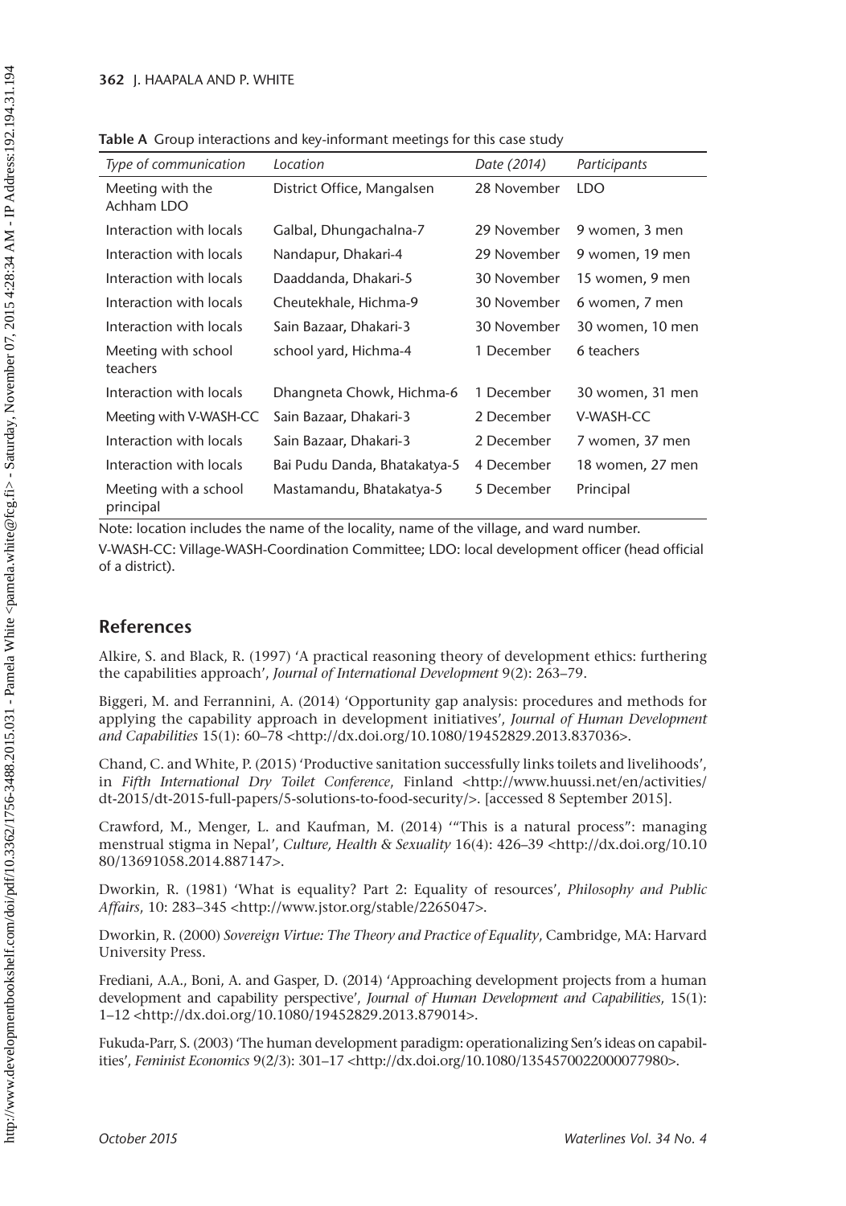**Table A** Group interactions and key-informant meetings for this case study

| *Type of communication* | *Location* | *Date (2014)* | *Participants* |
|---|---|---|---|
| Meeting with the Achham LDO | District Office, Mangalsen | 28 November | LDO |
| Interaction with locals | Galbal, Dhungachalna-7 | 29 November | 9 women, 3 men |
| Interaction with locals | Nandapur, Dhakari-4 | 29 November | 9 women, 19 men |
| Interaction with locals | Daaddanda, Dhakari-5 | 30 November | 15 women, 9 men |
| Interaction with locals | Cheutekhale, Hichma-9 | 30 November | 6 women, 7 men |
| Interaction with locals | Sain Bazaar, Dhakari-3 | 30 November | 30 women, 10 men |
| Meeting with school teachers | school yard, Hichma-4 | 1 December | 6 teachers |
| Interaction with locals | Dhangneta Chowk, Hichma-6 | 1 December | 30 women, 31 men |
| Meeting with V-WASH-CC | Sain Bazaar, Dhakari-3 | 2 December | V-WASH-CC |
| Interaction with locals | Sain Bazaar, Dhakari-3 | 2 December | 7 women, 37 men |
| Interaction with locals | Bai Pudu Danda, Bhatakatya-5 | 4 December | 18 women, 27 men |
| Meeting with a school principal | Mastamandu, Bhatakatya-5 | 5 December | Principal |

Note: location includes the name of the locality, name of the village, and ward number.

V-WASH-CC: Village-WASH-Coordination Committee; LDO: local development officer (head official of a district).

## References

Alkire, S. and Black, R. (1997) 'A practical reasoning theory of development ethics: furthering the capabilities approach', *Journal of International Development* 9(2): 263–79.

Biggeri, M. and Ferrannini, A. (2014) 'Opportunity gap analysis: procedures and methods for applying the capability approach in development initiatives', *Journal of Human Development and Capabilities* 15(1): 60–78 <http://dx.doi.org/10.1080/19452829.2013.837036>.

Chand, C. and White, P. (2015) 'Productive sanitation successfully links toilets and livelihoods', in *Fifth International Dry Toilet Conference*, Finland <http://www.huussi.net/en/activities/dt-2015/dt-2015-full-papers/5-solutions-to-food-security/>. [accessed 8 September 2015].

Crawford, M., Menger, L. and Kaufman, M. (2014) '"This is a natural process": managing menstrual stigma in Nepal', *Culture, Health & Sexuality* 16(4): 426–39 <http://dx.doi.org/10.1080/13691058.2014.887147>.

Dworkin, R. (1981) 'What is equality? Part 2: Equality of resources', *Philosophy and Public Affairs*, 10: 283–345 <http://www.jstor.org/stable/2265047>.

Dworkin, R. (2000) *Sovereign Virtue: The Theory and Practice of Equality*, Cambridge, MA: Harvard University Press.

Frediani, A.A., Boni, A. and Gasper, D. (2014) 'Approaching development projects from a human development and capability perspective', *Journal of Human Development and Capabilities*, 15(1): 1–12 <http://dx.doi.org/10.1080/19452829.2013.879014>.

Fukuda-Parr, S. (2003) 'The human development paradigm: operationalizing Sen's ideas on capabilities', *Feminist Economics* 9(2/3): 301–17 <http://dx.doi.org/10.1080/1354570022000077980>.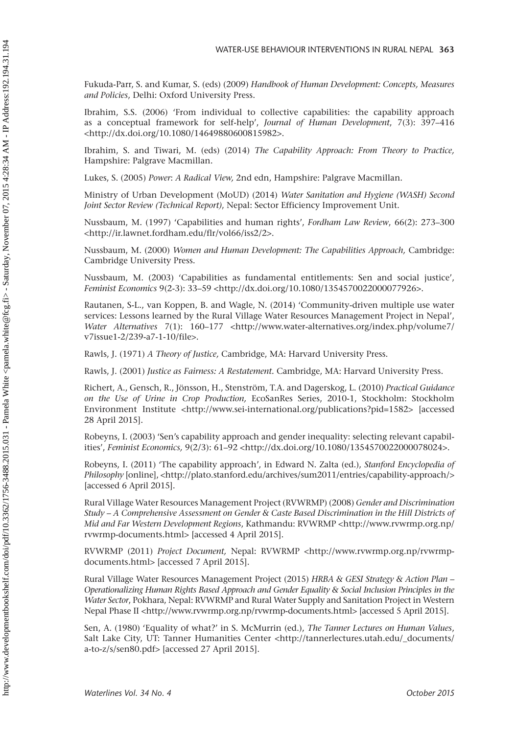Fukuda-Parr, S. and Kumar, S. (eds) (2009) *Handbook of Human Development: Concepts, Measures and Policies*, Delhi: Oxford University Press.

Ibrahim, S.S. (2006) 'From individual to collective capabilities: the capability approach as a conceptual framework for self-help', *Journal of Human Development*, 7(3): 397–416 <http://dx.doi.org/10.1080/14649880600815982>.

Ibrahim, S. and Tiwari, M. (eds) (2014) *The Capability Approach: From Theory to Practice,* Hampshire: Palgrave Macmillan.

Lukes, S. (2005) *Power*: *A Radical View,* 2nd edn, Hampshire: Palgrave Macmillan.

Ministry of Urban Development (MoUD) (2014) *Water Sanitation and Hygiene (WASH) Second Joint Sector Review (Technical Report)*, Nepal: Sector Efficiency Improvement Unit.

Nussbaum, M. (1997) 'Capabilities and human rights', *Fordham Law Review*, 66(2): 273–300 <http://ir.lawnet.fordham.edu/flr/vol66/iss2/2>.

Nussbaum, M. (2000) *Women and Human Development: The Capabilities Approach,* Cambridge: Cambridge University Press.

Nussbaum, M. (2003) 'Capabilities as fundamental entitlements: Sen and social justice', *Feminist Economics* 9(2-3): 33–59 <http://dx.doi.org/10.1080/1354570022000077926>.

Rautanen, S-L., van Koppen, B. and Wagle, N. (2014) 'Community-driven multiple use water services: Lessons learned by the Rural Village Water Resources Management Project in Nepal', *Water Alternatives* 7(1): 160–177 <http://www.water-alternatives.org/index.php/volume7/v7issue1-2/239-a7-1-10/file>.

Rawls, J. (1971) *A Theory of Justice,* Cambridge, MA: Harvard University Press.

Rawls, J. (2001) *Justice as Fairness: A Restatement*. Cambridge, MA: Harvard University Press.

Richert, A., Gensch, R., Jönsson, H., Stenström, T.A. and Dagerskog, L. (2010) *Practical Guidance on the Use of Urine in Crop Production,* EcoSanRes Series, 2010-1, Stockholm: Stockholm Environment Institute <http://www.sei-international.org/publications?pid=1582> [accessed 28 April 2015].

Robeyns, I. (2003) 'Sen's capability approach and gender inequality: selecting relevant capabilities', *Feminist Economics,* 9(2/3): 61–92 <http://dx.doi.org/10.1080/1354570022000078024>.

Robeyns, I. (2011) 'The capability approach', in Edward N. Zalta (ed.), *Stanford Encyclopedia of Philosophy* [online], <http://plato.stanford.edu/archives/sum2011/entries/capability-approach/> [accessed 6 April 2015].

Rural Village Water Resources Management Project (RVWRMP) (2008) *Gender and Discrimination Study – A Comprehensive Assessment on Gender & Caste Based Discrimination in the Hill Districts of Mid and Far Western Development Regions*, Kathmandu: RVWRMP <http://www.rvwrmp.org.np/rvwrmp-documents.html> [accessed 4 April 2015].

RVWRMP (2011) *Project Document,* Nepal: RVWRMP <http://www.rvwrmp.org.np/rvwrmp-documents.html> [accessed 7 April 2015].

Rural Village Water Resources Management Project (2015) *HRBA & GESI Strategy & Action Plan – Operationalizing Human Rights Based Approach and Gender Equality & Social Inclusion Principles in the Water Sector*, Pokhara, Nepal: RVWRMP and Rural Water Supply and Sanitation Project in Western Nepal Phase II <http://www.rvwrmp.org.np/rvwrmp-documents.html> [accessed 5 April 2015].

Sen, A. (1980) 'Equality of what?' in S. McMurrin (ed.), *The Tanner Lectures on Human Values*, Salt Lake City, UT: Tanner Humanities Center <http://tannerlectures.utah.edu/_documents/a-to-z/s/sen80.pdf> [accessed 27 April 2015].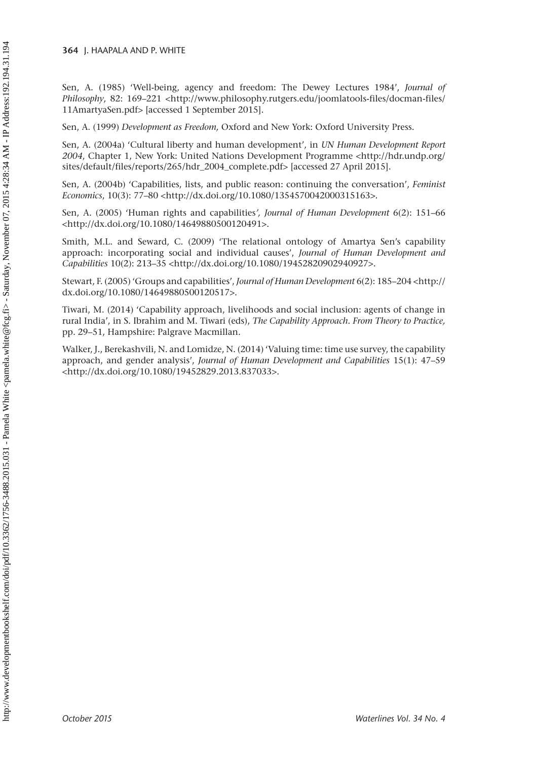Sen, A. (1985) 'Well-being, agency and freedom: The Dewey Lectures 1984', *Journal of Philosophy*, 82: 169–221 <http://www.philosophy.rutgers.edu/joomlatools-files/docman-files/11AmartyaSen.pdf> [accessed 1 September 2015].

Sen, A. (1999) *Development as Freedom,* Oxford and New York: Oxford University Press.

Sen, A. (2004a) 'Cultural liberty and human development', in *UN Human Development Report 2004*, Chapter 1, New York: United Nations Development Programme <http://hdr.undp.org/sites/default/files/reports/265/hdr_2004_complete.pdf> [accessed 27 April 2015].

Sen, A. (2004b) 'Capabilities, lists, and public reason: continuing the conversation', *Feminist Economics*, 10(3): 77–80 <http://dx.doi.org/10.1080/1354570042000315163>.

Sen, A. (2005) 'Human rights and capabilities', *Journal of Human Development* 6(2): 151–66 <http://dx.doi.org/10.1080/14649880500120491>.

Smith, M.L. and Seward, C. (2009) 'The relational ontology of Amartya Sen's capability approach: incorporating social and individual causes', *Journal of Human Development and Capabilities* 10(2): 213–35 <http://dx.doi.org/10.1080/19452820902940927>.

Stewart, F. (2005) 'Groups and capabilities', *Journal of Human Development* 6(2): 185–204 <http://dx.doi.org/10.1080/14649880500120517>.

Tiwari, M. (2014) 'Capability approach, livelihoods and social inclusion: agents of change in rural India', in S. Ibrahim and M. Tiwari (eds), *The Capability Approach. From Theory to Practice,* pp. 29–51, Hampshire: Palgrave Macmillan.

Walker, J., Berekashvili, N. and Lomidze, N. (2014) 'Valuing time: time use survey, the capability approach, and gender analysis', *Journal of Human Development and Capabilities* 15(1): 47–59 <http://dx.doi.org/10.1080/19452829.2013.837033>.